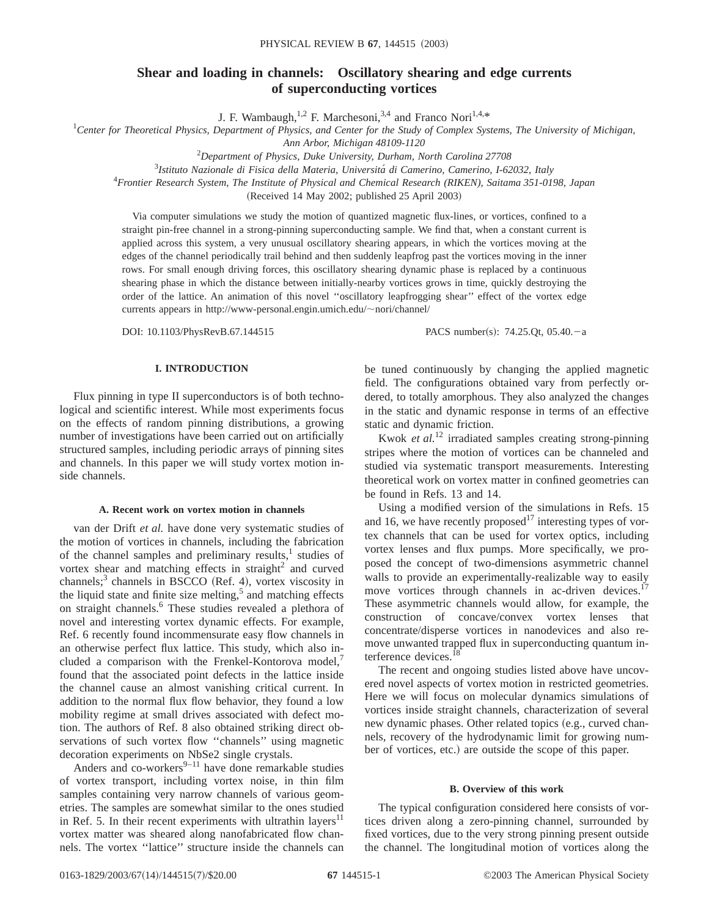# Shear and loading in channels: Oscillatory shearing and edge currents of superconducting vortices

J. F. Wambaugh,[1,2] F. Marchesoni,[3,4] and Franco Nori[1,4,*]

[1]*Center for Theoretical Physics, Department of Physics, and Center for the Study of Complex Systems, The University of Michigan, Ann Arbor, Michigan 48109-1120*

[2]*Department of Physics, Duke University, Durham, North Carolina 27708*

[3]*Istituto Nazionale di Fisica della Materia, Universitá di Camerino, Camerino, I-62032, Italy*

[4]*Frontier Research System, The Institute of Physical and Chemical Research (RIKEN), Saitama 351-0198, Japan*

(Received 14 May 2002; published 25 April 2003)

Via computer simulations we study the motion of quantized magnetic flux-lines, or vortices, confined to a straight pin-free channel in a strong-pinning superconducting sample. We find that, when a constant current is applied across this system, a very unusual oscillatory shearing appears, in which the vortices moving at the edges of the channel periodically trail behind and then suddenly leapfrog past the vortices moving in the inner rows. For small enough driving forces, this oscillatory shearing dynamic phase is replaced by a continuous shearing phase in which the distance between initially-nearby vortices grows in time, quickly destroying the order of the lattice. An animation of this novel ''oscillatory leapfrogging shear'' effect of the vortex edge currents appears in http://www-personal.engin.umich.edu/~nori/channel/

DOI: 10.1103/PhysRevB.67.144515 PACS number(s): 74.25.Qt, 05.40.−a

## I. INTRODUCTION

Flux pinning in type II superconductors is of both technological and scientific interest. While most experiments focus on the effects of random pinning distributions, a growing number of investigations have been carried out on artificially structured samples, including periodic arrays of pinning sites and channels. In this paper we will study vortex motion inside channels.

### A. Recent work on vortex motion in channels

van der Drift *et al.* have done very systematic studies of the motion of vortices in channels, including the fabrication of the channel samples and preliminary results,[1] studies of vortex shear and matching effects in straight[2] and curved channels;[3] channels in BSCCO (Ref. 4), vortex viscosity in the liquid state and finite size melting,[5] and matching effects on straight channels.[6] These studies revealed a plethora of novel and interesting vortex dynamic effects. For example, Ref. 6 recently found incommensurate easy flow channels in an otherwise perfect flux lattice. This study, which also included a comparison with the Frenkel-Kontorova model,[7] found that the associated point defects in the lattice inside the channel cause an almost vanishing critical current. In addition to the normal flux flow behavior, they found a low mobility regime at small drives associated with defect motion. The authors of Ref. 8 also obtained striking direct observations of such vortex flow ''channels'' using magnetic decoration experiments on NbSe2 single crystals.

Anders and co-workers[9–11] have done remarkable studies of vortex transport, including vortex noise, in thin film samples containing very narrow channels of various geometries. The samples are somewhat similar to the ones studied in Ref. 5. In their recent experiments with ultrathin layers[11] vortex matter was sheared along nanofabricated flow channels. The vortex ''lattice'' structure inside the channels can be tuned continuously by changing the applied magnetic field. The configurations obtained vary from perfectly ordered, to totally amorphous. They also analyzed the changes in the static and dynamic response in terms of an effective static and dynamic friction.

Kwok *et al.*[12] irradiated samples creating strong-pinning stripes where the motion of vortices can be channeled and studied via systematic transport measurements. Interesting theoretical work on vortex matter in confined geometries can be found in Refs. 13 and 14.

Using a modified version of the simulations in Refs. 15 and 16, we have recently proposed[17] interesting types of vortex channels that can be used for vortex optics, including vortex lenses and flux pumps. More specifically, we proposed the concept of two-dimensions asymmetric channel walls to provide an experimentally-realizable way to easily move vortices through channels in ac-driven devices.[17] These asymmetric channels would allow, for example, the construction of concave/convex vortex lenses that concentrate/disperse vortices in nanodevices and also remove unwanted trapped flux in superconducting quantum interference devices.[18]

The recent and ongoing studies listed above have uncovered novel aspects of vortex motion in restricted geometries. Here we will focus on molecular dynamics simulations of vortices inside straight channels, characterization of several new dynamic phases. Other related topics (e.g., curved channels, recovery of the hydrodynamic limit for growing number of vortices, etc.) are outside the scope of this paper.

### B. Overview of this work

The typical configuration considered here consists of vortices driven along a zero-pinning channel, surrounded by fixed vortices, due to the very strong pinning present outside the channel. The longitudinal motion of vortices along the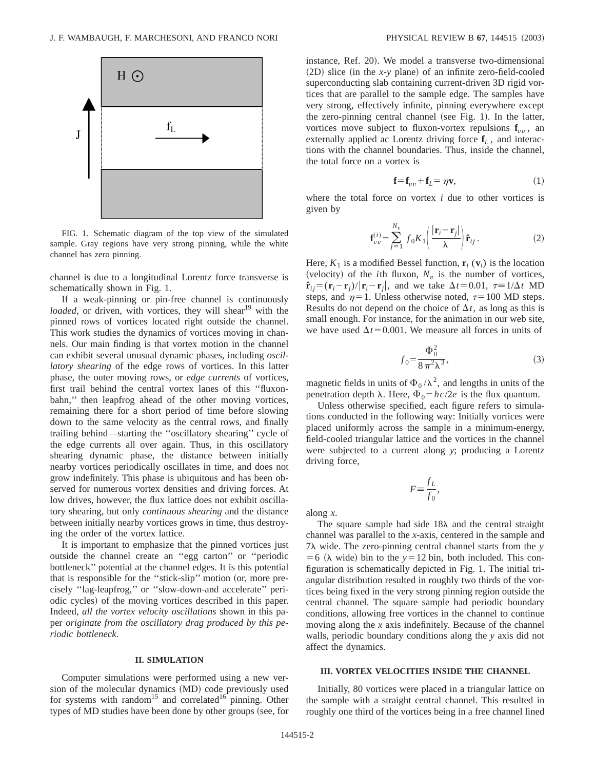FIG. 1. Schematic diagram of the top view of the simulated sample. Gray regions have very strong pinning, while the white channel has zero pinning.

channel is due to a longitudinal Lorentz force transverse is schematically shown in Fig. 1.

If a weak-pinning or pin-free channel is continuously *loaded*, or driven, with vortices, they will shear[19] with the pinned rows of vortices located right outside the channel. This work studies the dynamics of vortices moving in channels. Our main finding is that vortex motion in the channel can exhibit several unusual dynamic phases, including *oscillatory shearing* of the edge rows of vortices. In this latter phase, the outer moving rows, or *edge currents* of vortices, first trail behind the central vortex lanes of this ''fluxon-bahn,'' then leapfrog ahead of the other moving vortices, remaining there for a short period of time before slowing down to the same velocity as the central rows, and finally trailing behind—starting the ''oscillatory shearing'' cycle of the edge currents all over again. Thus, in this oscillatory shearing dynamic phase, the distance between initially nearby vortices periodically oscillates in time, and does not grow indefinitely. This phase is ubiquitous and has been observed for numerous vortex densities and driving forces. At low drives, however, the flux lattice does not exhibit oscillatory shearing, but only *continuous shearing* and the distance between initially nearby vortices grows in time, thus destroying the order of the vortex lattice.

It is important to emphasize that the pinned vortices just outside the channel create an ''egg carton'' or ''periodic bottleneck'' potential at the channel edges. It is this potential that is responsible for the ''stick-slip'' motion (or, more precisely ''lag-leapfrog,'' or ''slow-down-and accelerate'' periodic cycles) of the moving vortices described in this paper. Indeed, *all the vortex velocity oscillations* shown in this paper *originate from the oscillatory drag produced by this periodic bottleneck*.

## II. SIMULATION

Computer simulations were performed using a new version of the molecular dynamics (MD) code previously used for systems with random[15] and correlated[16] pinning. Other types of MD studies have been done by other groups (see, for instance, Ref. 20). We model a transverse two-dimensional (2D) slice (in the *x*-*y* plane) of an infinite zero-field-cooled superconducting slab containing current-driven 3D rigid vortices that are parallel to the sample edge. The samples have very strong, effectively infinite, pinning everywhere except the zero-pinning central channel (see Fig. 1). In the latter, vortices move subject to fluxon-vortex repulsions $\mathbf{f}_{vv}$, an externally applied ac Lorentz driving force $\mathbf{f}_L$, and interactions with the channel boundaries. Thus, inside the channel, the total force on a vortex is

$$\mathbf{f}=\mathbf{f}_{vv}+\mathbf{f}_L=\eta\mathbf{v}, \tag{1}$$

where the total force on vortex $i$ due to other vortices is given by

$$\mathbf{f}_{vv}^{(i)}=\sum_{j=1}^{N_v} f_0 K_1\left(\frac{|\mathbf{r}_i-\mathbf{r}_j|}{\lambda}\right)\hat{\mathbf{r}}_{ij}. \tag{2}$$

Here, $K_1$ is a modified Bessel function, $\mathbf{r}_i$ ($\mathbf{v}_i$) is the location (velocity) of the $i$th fluxon, $N_v$ is the number of vortices, $\hat{\mathbf{r}}_{ij}=(\mathbf{r}_i-\mathbf{r}_j)/|\mathbf{r}_i-\mathbf{r}_j|$, and we take $\Delta t=0.01$, $\tau\equiv 1/\Delta t$ MD steps, and $\eta=1$. Unless otherwise noted, $\tau=100$ MD steps. Results do not depend on the choice of $\Delta t$, as long as this is small enough. For instance, for the animation in our web site, we have used $\Delta t=0.001$. We measure all forces in units of

$$f_0=\frac{\Phi_0^2}{8\pi^2\lambda^3}, \tag{3}$$

magnetic fields in units of $\Phi_0/\lambda^2$, and lengths in units of the penetration depth $\lambda$. Here, $\Phi_0=hc/2e$ is the flux quantum.

Unless otherwise specified, each figure refers to simulations conducted in the following way: Initially vortices were placed uniformly across the sample in a minimum-energy, field-cooled triangular lattice and the vortices in the channel were subjected to a current along $y$; producing a Lorentz driving force,

$$F\equiv\frac{f_L}{f_0},$$

along $x$.

The square sample had side $18\lambda$ and the central straight channel was parallel to the $x$-axis, centered in the sample and $7\lambda$ wide. The zero-pinning central channel starts from the $y=6$ ($\lambda$ wide) bin to the $y=12$ bin, both included. This configuration is schematically depicted in Fig. 1. The initial triangular distribution resulted in roughly two thirds of the vortices being fixed in the very strong pinning region outside the central channel. The square sample had periodic boundary conditions, allowing free vortices in the channel to continue moving along the $x$ axis indefinitely. Because of the channel walls, periodic boundary conditions along the $y$ axis did not affect the dynamics.

## III. VORTEX VELOCITIES INSIDE THE CHANNEL

Initially, 80 vortices were placed in a triangular lattice on the sample with a straight central channel. This resulted in roughly one third of the vortices being in a free channel lined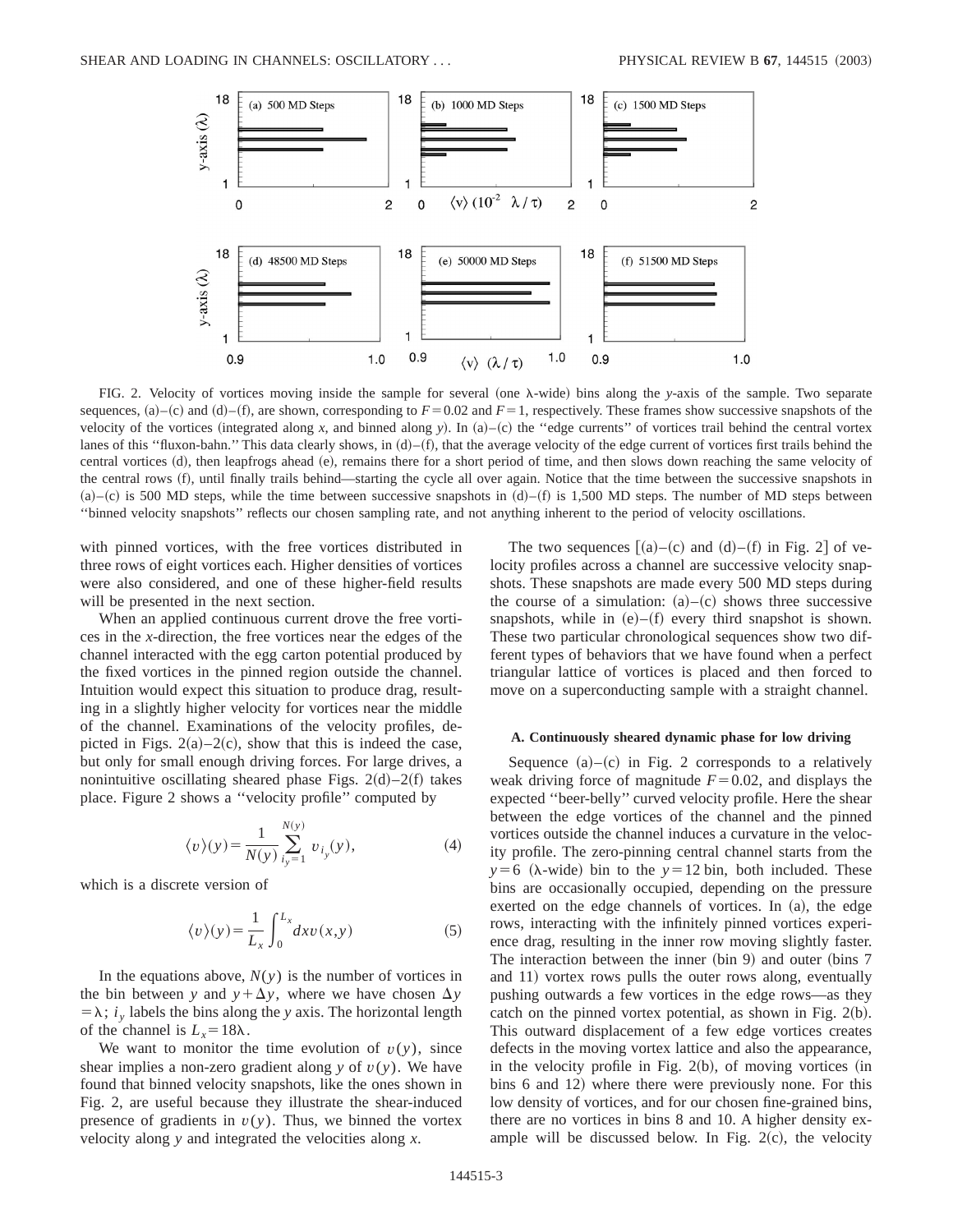FIG. 2. Velocity of vortices moving inside the sample for several (one λ-wide) bins along the $y$-axis of the sample. Two separate sequences, (a)–(c) and (d)–(f), are shown, corresponding to $F=0.02$ and $F=1$, respectively. These frames show successive snapshots of the velocity of the vortices (integrated along $x$, and binned along $y$). In (a)–(c) the ''edge currents'' of vortices trail behind the central vortex lanes of this ''fluxon-bahn.'' This data clearly shows, in (d)–(f), that the average velocity of the edge current of vortices first trails behind the central vortices (d), then leapfrogs ahead (e), remains there for a short period of time, and then slows down reaching the same velocity of the central rows (f), until finally trails behind—starting the cycle all over again. Notice that the time between the successive snapshots in (a)–(c) is 500 MD steps, while the time between successive snapshots in (d)–(f) is 1,500 MD steps. The number of MD steps between ''binned velocity snapshots'' reflects our chosen sampling rate, and not anything inherent to the period of velocity oscillations.

with pinned vortices, with the free vortices distributed in three rows of eight vortices each. Higher densities of vortices were also considered, and one of these higher-field results will be presented in the next section.

When an applied continuous current drove the free vortices in the $x$-direction, the free vortices near the edges of the channel interacted with the egg carton potential produced by the fixed vortices in the pinned region outside the channel. Intuition would expect this situation to produce drag, resulting in a slightly higher velocity for vortices near the middle of the channel. Examinations of the velocity profiles, depicted in Figs. 2(a)–2(c), show that this is indeed the case, but only for small enough driving forces. For large drives, a nonintuitive oscillating sheared phase Figs. 2(d)–2(f) takes place. Figure 2 shows a ''velocity profile'' computed by

$$\langle v\rangle(y)=\frac{1}{N(y)}\sum_{i_y=1}^{N(y)} v_{i_y}(y), \tag{4}$$

which is a discrete version of

$$\langle v\rangle(y)=\frac{1}{L_x}\int_0^{L_x} dx\, v(x,y) \tag{5}$$

In the equations above, $N(y)$ is the number of vortices in the bin between $y$ and $y+\Delta y$, where we have chosen $\Delta y=\lambda$; $i_y$ labels the bins along the $y$ axis. The horizontal length of the channel is $L_x=18\lambda$.

We want to monitor the time evolution of $v(y)$, since shear implies a non-zero gradient along $y$ of $v(y)$. We have found that binned velocity snapshots, like the ones shown in Fig. 2, are useful because they illustrate the shear-induced presence of gradients in $v(y)$. Thus, we binned the vortex velocity along $y$ and integrated the velocities along $x$.

The two sequences [(a)–(c) and (d)–(f) in Fig. 2] of velocity profiles across a channel are successive velocity snapshots. These snapshots are made every 500 MD steps during the course of a simulation: (a)–(c) shows three successive snapshots, while in (e)–(f) every third snapshot is shown. These two particular chronological sequences show two different types of behaviors that we have found when a perfect triangular lattice of vortices is placed and then forced to move on a superconducting sample with a straight channel.

### A. Continuously sheared dynamic phase for low driving

Sequence (a)–(c) in Fig. 2 corresponds to a relatively weak driving force of magnitude $F=0.02$, and displays the expected ''beer-belly'' curved velocity profile. Here the shear between the edge vortices of the channel and the pinned vortices outside the channel induces a curvature in the velocity profile. The zero-pinning central channel starts from the $y=6$ (λ-wide) bin to the $y=12$ bin, both included. These bins are occasionally occupied, depending on the pressure exerted on the edge channels of vortices. In (a), the edge rows, interacting with the infinitely pinned vortices experience drag, resulting in the inner row moving slightly faster. The interaction between the inner (bin 9) and outer (bins 7 and 11) vortex rows pulls the outer rows along, eventually pushing outwards a few vortices in the edge rows—as they catch on the pinned vortex potential, as shown in Fig. 2(b). This outward displacement of a few edge vortices creates defects in the moving vortex lattice and also the appearance, in the velocity profile in Fig. 2(b), of moving vortices (in bins 6 and 12) where there were previously none. For this low density of vortices, and for our chosen fine-grained bins, there are no vortices in bins 8 and 10. A higher density example will be discussed below. In Fig. 2(c), the velocity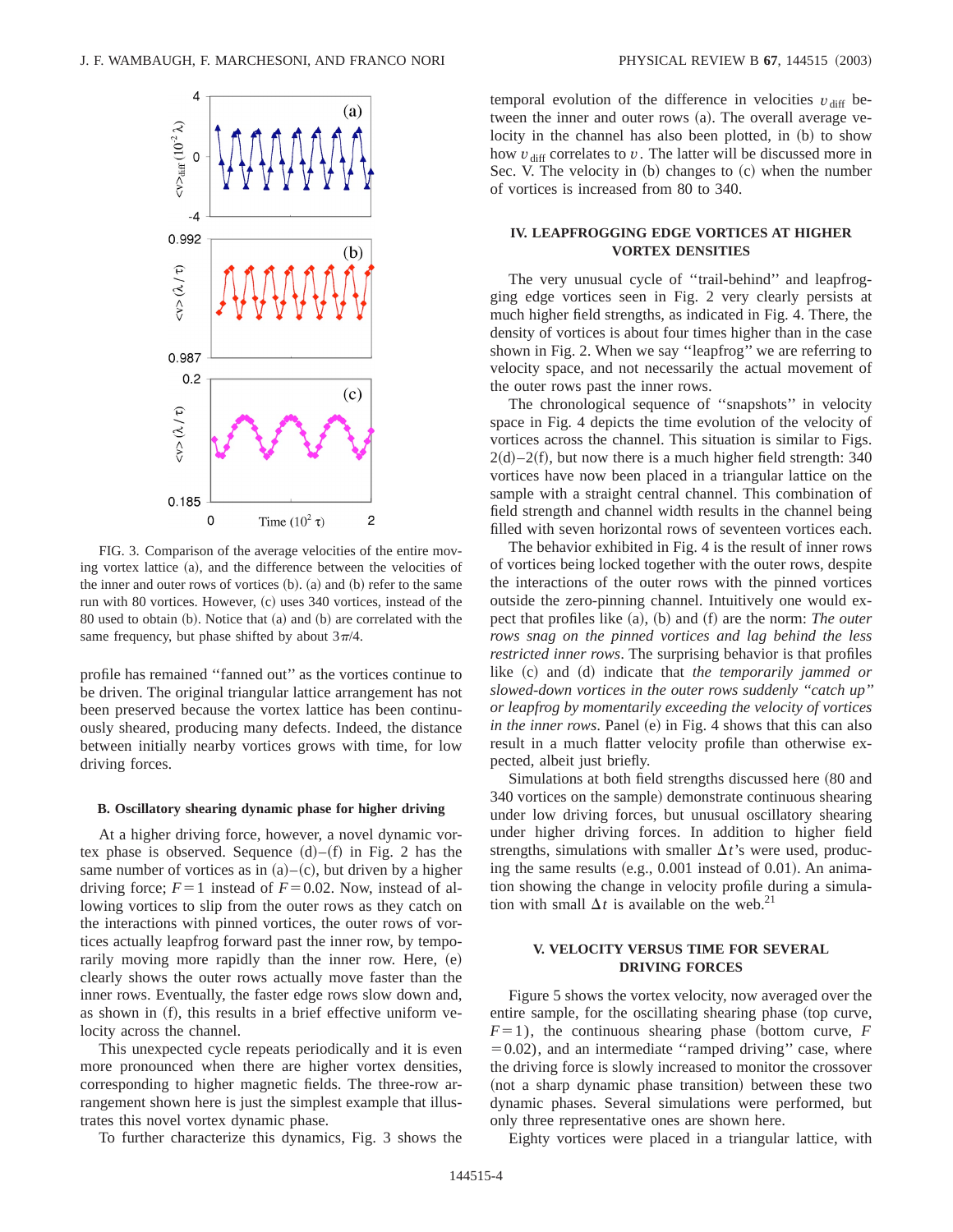FIG. 3. Comparison of the average velocities of the entire moving vortex lattice (a), and the difference between the velocities of the inner and outer rows of vortices (b). (a) and (b) refer to the same run with 80 vortices. However, (c) uses 340 vortices, instead of the 80 used to obtain (b). Notice that (a) and (b) are correlated with the same frequency, but phase shifted by about $3\pi/4$.

profile has remained "fanned out" as the vortices continue to be driven. The original triangular lattice arrangement has not been preserved because the vortex lattice has been continuously sheared, producing many defects. Indeed, the distance between initially nearby vortices grows with time, for low driving forces.

### B. Oscillatory shearing dynamic phase for higher driving

At a higher driving force, however, a novel dynamic vortex phase is observed. Sequence (d)–(f) in Fig. 2 has the same number of vortices as in (a)–(c), but driven by a higher driving force; $F=1$ instead of $F=0.02$. Now, instead of allowing vortices to slip from the outer rows as they catch on the interactions with pinned vortices, the outer rows of vortices actually leapfrog forward past the inner row, by temporarily moving more rapidly than the inner row. Here, (e) clearly shows the outer rows actually move faster than the inner rows. Eventually, the faster edge rows slow down and, as shown in (f), this results in a brief effective uniform velocity across the channel.

This unexpected cycle repeats periodically and it is even more pronounced when there are higher vortex densities, corresponding to higher magnetic fields. The three-row arrangement shown here is just the simplest example that illustrates this novel vortex dynamic phase.

To further characterize this dynamics, Fig. 3 shows the temporal evolution of the difference in velocities $v_{\text{diff}}$ between the inner and outer rows (a). The overall average velocity in the channel has also been plotted, in (b) to show how $v_{\text{diff}}$ correlates to $v$. The latter will be discussed more in Sec. V. The velocity in (b) changes to (c) when the number of vortices is increased from 80 to 340.

## IV. LEAPFROGGING EDGE VORTICES AT HIGHER VORTEX DENSITIES

The very unusual cycle of "trail-behind" and leapfrogging edge vortices seen in Fig. 2 very clearly persists at much higher field strengths, as indicated in Fig. 4. There, the density of vortices is about four times higher than in the case shown in Fig. 2. When we say "leapfrog" we are referring to velocity space, and not necessarily the actual movement of the outer rows past the inner rows.

The chronological sequence of "snapshots" in velocity space in Fig. 4 depicts the time evolution of the velocity of vortices across the channel. This situation is similar to Figs. 2(d)–2(f), but now there is a much higher field strength: 340 vortices have now been placed in a triangular lattice on the sample with a straight central channel. This combination of field strength and channel width results in the channel being filled with seven horizontal rows of seventeen vortices each.

The behavior exhibited in Fig. 4 is the result of inner rows of vortices being locked together with the outer rows, despite the interactions of the outer rows with the pinned vortices outside the zero-pinning channel. Intuitively one would expect that profiles like (a), (b) and (f) are the norm: *The outer rows snag on the pinned vortices and lag behind the less restricted inner rows*. The surprising behavior is that profiles like (c) and (d) indicate that *the temporarily jammed or slowed-down vortices in the outer rows suddenly "catch up" or leapfrog by momentarily exceeding the velocity of vortices in the inner rows*. Panel (e) in Fig. 4 shows that this can also result in a much flatter velocity profile than otherwise expected, albeit just briefly.

Simulations at both field strengths discussed here (80 and 340 vortices on the sample) demonstrate continuous shearing under low driving forces, but unusual oscillatory shearing under higher driving forces. In addition to higher field strengths, simulations with smaller $\Delta t$'s were used, producing the same results (e.g., 0.001 instead of 0.01). An animation showing the change in velocity profile during a simulation with small $\Delta t$ is available on the web.[21]

## V. VELOCITY VERSUS TIME FOR SEVERAL DRIVING FORCES

Figure 5 shows the vortex velocity, now averaged over the entire sample, for the oscillating shearing phase (top curve, $F=1$), the continuous shearing phase (bottom curve, $F=0.02$), and an intermediate "ramped driving" case, where the driving force is slowly increased to monitor the crossover (not a sharp dynamic phase transition) between these two dynamic phases. Several simulations were performed, but only three representative ones are shown here.

Eighty vortices were placed in a triangular lattice, with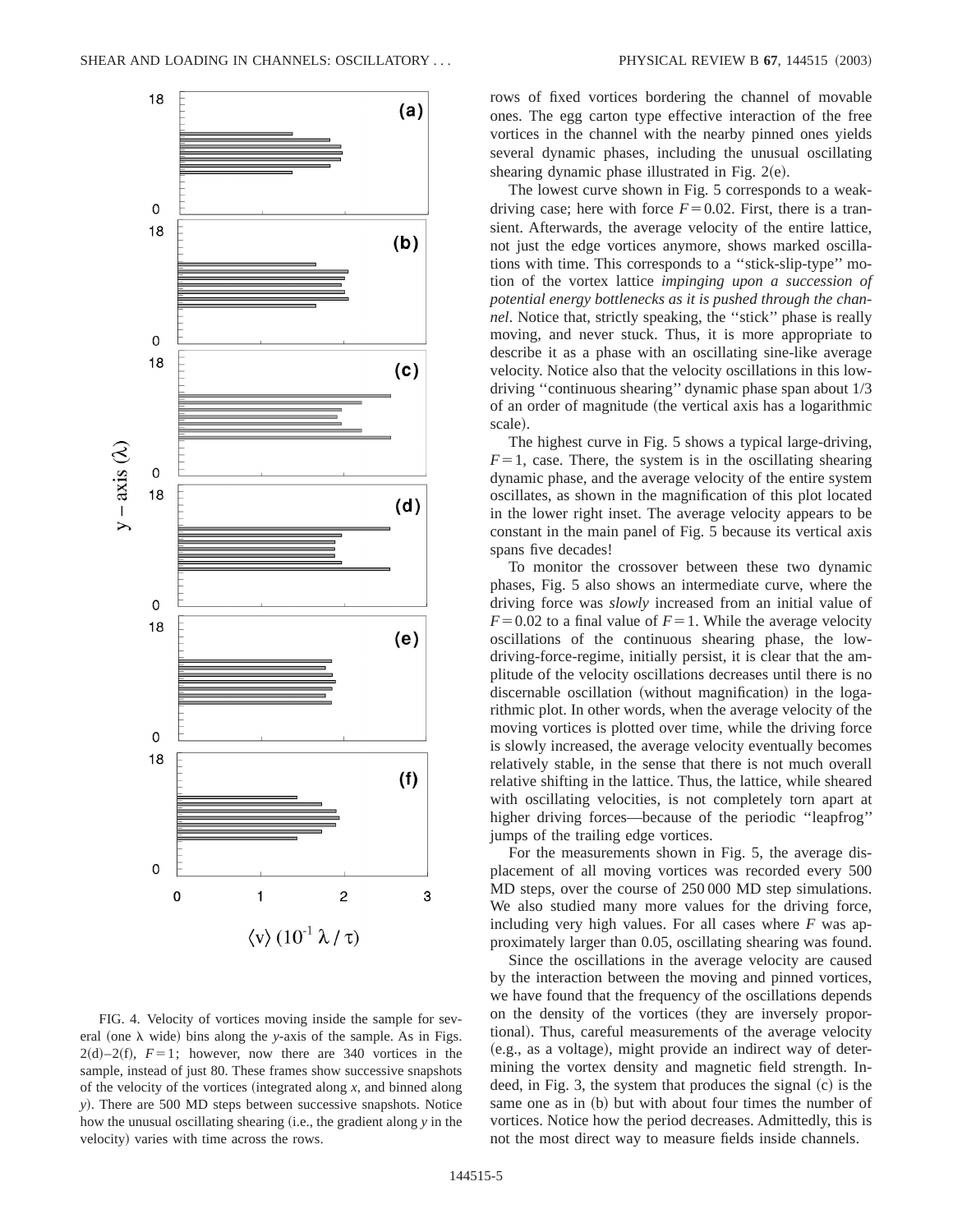FIG. 4. Velocity of vortices moving inside the sample for several (one $\lambda$ wide) bins along the $y$-axis of the sample. As in Figs. 2(d)–2(f), $F=1$; however, now there are 340 vortices in the sample, instead of just 80. These frames show successive snapshots of the velocity of the vortices (integrated along $x$, and binned along $y$). There are 500 MD steps between successive snapshots. Notice how the unusual oscillating shearing (i.e., the gradient along $y$ in the velocity) varies with time across the rows.

rows of fixed vortices bordering the channel of movable ones. The egg carton type effective interaction of the free vortices in the channel with the nearby pinned ones yields several dynamic phases, including the unusual oscillating shearing dynamic phase illustrated in Fig. 2(e).

The lowest curve shown in Fig. 5 corresponds to a weak-driving case; here with force $F=0.02$. First, there is a transient. Afterwards, the average velocity of the entire lattice, not just the edge vortices anymore, shows marked oscillations with time. This corresponds to a "stick-slip-type" motion of the vortex lattice *impinging upon a succession of potential energy bottlenecks as it is pushed through the channel*. Notice that, strictly speaking, the "stick" phase is really moving, and never stuck. Thus, it is more appropriate to describe it as a phase with an oscillating sine-like average velocity. Notice also that the velocity oscillations in this low-driving "continuous shearing" dynamic phase span about 1/3 of an order of magnitude (the vertical axis has a logarithmic scale).

The highest curve in Fig. 5 shows a typical large-driving, $F=1$, case. There, the system is in the oscillating shearing dynamic phase, and the average velocity of the entire system oscillates, as shown in the magnification of this plot located in the lower right inset. The average velocity appears to be constant in the main panel of Fig. 5 because its vertical axis spans five decades!

To monitor the crossover between these two dynamic phases, Fig. 5 also shows an intermediate curve, where the driving force was *slowly* increased from an initial value of $F=0.02$ to a final value of $F=1$. While the average velocity oscillations of the continuous shearing phase, the low-driving-force-regime, initially persist, it is clear that the amplitude of the velocity oscillations decreases until there is no discernable oscillation (without magnification) in the logarithmic plot. In other words, when the average velocity of the moving vortices is plotted over time, while the driving force is slowly increased, the average velocity eventually becomes relatively stable, in the sense that there is not much overall relative shifting in the lattice. Thus, the lattice, while sheared with oscillating velocities, is not completely torn apart at higher driving forces—because of the periodic "leapfrog" jumps of the trailing edge vortices.

For the measurements shown in Fig. 5, the average displacement of all moving vortices was recorded every 500 MD steps, over the course of 250 000 MD step simulations. We also studied many more values for the driving force, including very high values. For all cases where $F$ was approximately larger than 0.05, oscillating shearing was found.

Since the oscillations in the average velocity are caused by the interaction between the moving and pinned vortices, we have found that the frequency of the oscillations depends on the density of the vortices (they are inversely proportional). Thus, careful measurements of the average velocity (e.g., as a voltage), might provide an indirect way of determining the vortex density and magnetic field strength. Indeed, in Fig. 3, the system that produces the signal (c) is the same one as in (b) but with about four times the number of vortices. Notice how the period decreases. Admittedly, this is not the most direct way to measure fields inside channels.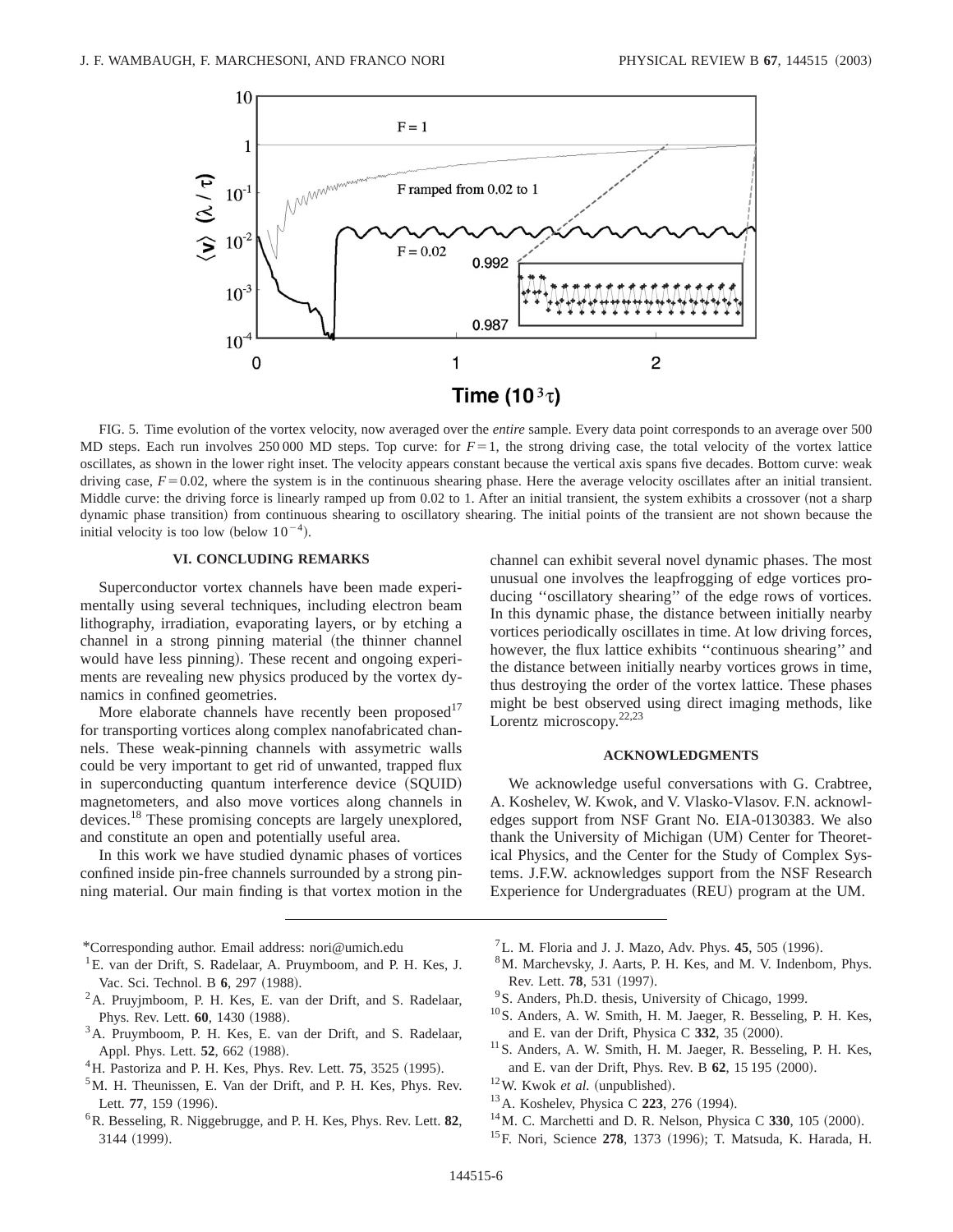FIG. 5. Time evolution of the vortex velocity, now averaged over the *entire* sample. Every data point corresponds to an average over 500 MD steps. Each run involves 250 000 MD steps. Top curve: for $F=1$, the strong driving case, the total velocity of the vortex lattice oscillates, as shown in the lower right inset. The velocity appears constant because the vertical axis spans five decades. Bottom curve: weak driving case, $F=0.02$, where the system is in the continuous shearing phase. Here the average velocity oscillates after an initial transient. Middle curve: the driving force is linearly ramped up from 0.02 to 1. After an initial transient, the system exhibits a crossover (not a sharp dynamic phase transition) from continuous shearing to oscillatory shearing. The initial points of the transient are not shown because the initial velocity is too low (below $10^{-4}$).

## VI. CONCLUDING REMARKS

Superconductor vortex channels have been made experimentally using several techniques, including electron beam lithography, irradiation, evaporating layers, or by etching a channel in a strong pinning material (the thinner channel would have less pinning). These recent and ongoing experiments are revealing new physics produced by the vortex dynamics in confined geometries.

More elaborate channels have recently been proposed[17] for transporting vortices along complex nanofabricated channels. These weak-pinning channels with assymetric walls could be very important to get rid of unwanted, trapped flux in superconducting quantum interference device (SQUID) magnetometers, and also move vortices along channels in devices.[18] These promising concepts are largely unexplored, and constitute an open and potentially useful area.

In this work we have studied dynamic phases of vortices confined inside pin-free channels surrounded by a strong pinning material. Our main finding is that vortex motion in the channel can exhibit several novel dynamic phases. The most unusual one involves the leapfrogging of edge vortices producing "oscillatory shearing" of the edge rows of vortices. In this dynamic phase, the distance between initially nearby vortices periodically oscillates in time. At low driving forces, however, the flux lattice exhibits "continuous shearing" and the distance between initially nearby vortices grows in time, thus destroying the order of the vortex lattice. These phases might be best observed using direct imaging methods, like Lorentz microscopy.[22,23]

## ACKNOWLEDGMENTS

We acknowledge useful conversations with G. Crabtree, A. Koshelev, W. Kwok, and V. Vlasko-Vlasov. F.N. acknowledges support from NSF Grant No. EIA-0130383. We also thank the University of Michigan (UM) Center for Theoretical Physics, and the Center for the Study of Complex Systems. J.F.W. acknowledges support from the NSF Research Experience for Undergraduates (REU) program at the UM.

---

*Corresponding author. Email address: nori@umich.edu

[1] E. van der Drift, S. Radelaar, A. Pruymboom, and P. H. Kes, J. Vac. Sci. Technol. B **6**, 297 (1988).

[2] A. Pruyjmboom, P. H. Kes, E. van der Drift, and S. Radelaar, Phys. Rev. Lett. **60**, 1430 (1988).

[3] A. Pruymboom, P. H. Kes, E. van der Drift, and S. Radelaar, Appl. Phys. Lett. **52**, 662 (1988).

[4] H. Pastoriza and P. H. Kes, Phys. Rev. Lett. **75**, 3525 (1995).

[5] M. H. Theunissen, E. Van der Drift, and P. H. Kes, Phys. Rev. Lett. **77**, 159 (1996).

[6] R. Besseling, R. Niggebrugge, and P. H. Kes, Phys. Rev. Lett. **82**, 3144 (1999).

[7] L. M. Floria and J. J. Mazo, Adv. Phys. **45**, 505 (1996).

[8] M. Marchevsky, J. Aarts, P. H. Kes, and M. V. Indenbom, Phys. Rev. Lett. **78**, 531 (1997).

[9] S. Anders, Ph.D. thesis, University of Chicago, 1999.

[10] S. Anders, A. W. Smith, H. M. Jaeger, R. Besseling, P. H. Kes, and E. van der Drift, Physica C **332**, 35 (2000).

[11] S. Anders, A. W. Smith, H. M. Jaeger, R. Besseling, P. H. Kes, and E. van der Drift, Phys. Rev. B **62**, 15 195 (2000).

[12] W. Kwok *et al.* (unpublished).

[13] A. Koshelev, Physica C **223**, 276 (1994).

[14] M. C. Marchetti and D. R. Nelson, Physica C **330**, 105 (2000).

[15] F. Nori, Science **278**, 1373 (1996); T. Matsuda, K. Harada, H.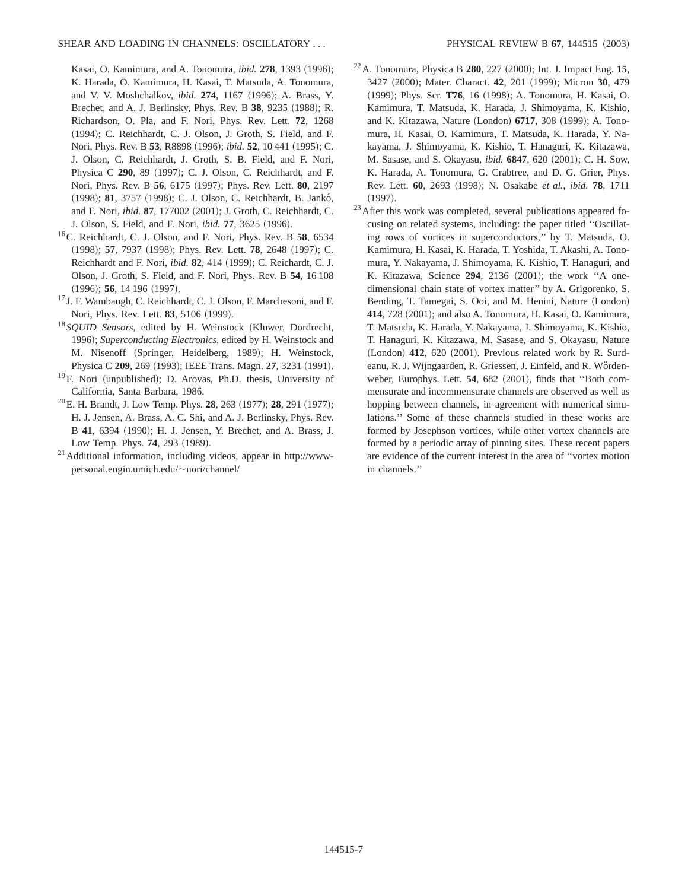Kasai, O. Kamimura, and A. Tonomura, *ibid.* **278**, 1393 (1996); K. Harada, O. Kamimura, H. Kasai, T. Matsuda, A. Tonomura, and V. V. Moshchalkov, *ibid.* **274**, 1167 (1996); A. Brass, Y. Brechet, and A. J. Berlinsky, Phys. Rev. B **38**, 9235 (1988); R. Richardson, O. Pla, and F. Nori, Phys. Rev. Lett. **72**, 1268 (1994); C. Reichhardt, C. J. Olson, J. Groth, S. Field, and F. Nori, Phys. Rev. B **53**, R8898 (1996); *ibid.* **52**, 10 441 (1995); C. J. Olson, C. Reichhardt, J. Groth, S. B. Field, and F. Nori, Physica C **290**, 89 (1997); C. J. Olson, C. Reichhardt, and F. Nori, Phys. Rev. B **56**, 6175 (1997); Phys. Rev. Lett. **80**, 2197 (1998); **81**, 3757 (1998); C. J. Olson, C. Reichhardt, B. Jankó, and F. Nori, *ibid.* **87**, 177002 (2001); J. Groth, C. Reichhardt, C. J. Olson, S. Field, and F. Nori, *ibid.* **77**, 3625 (1996).

[16] C. Reichhardt, C. J. Olson, and F. Nori, Phys. Rev. B **58**, 6534 (1998); **57**, 7937 (1998); Phys. Rev. Lett. **78**, 2648 (1997); C. Reichhardt and F. Nori, *ibid.* **82**, 414 (1999); C. Reichardt, C. J. Olson, J. Groth, S. Field, and F. Nori, Phys. Rev. B **54**, 16 108 (1996); **56**, 14 196 (1997).

[17] J. F. Wambaugh, C. Reichhardt, C. J. Olson, F. Marchesoni, and F. Nori, Phys. Rev. Lett. **83**, 5106 (1999).

[18] *SQUID Sensors*, edited by H. Weinstock (Kluwer, Dordrecht, 1996); *Superconducting Electronics*, edited by H. Weinstock and M. Nisenoff (Springer, Heidelberg, 1989); H. Weinstock, Physica C **209**, 269 (1993); IEEE Trans. Magn. **27**, 3231 (1991).

[19] F. Nori (unpublished); D. Arovas, Ph.D. thesis, University of California, Santa Barbara, 1986.

[20] E. H. Brandt, J. Low Temp. Phys. **28**, 263 (1977); **28**, 291 (1977); H. J. Jensen, A. Brass, A. C. Shi, and A. J. Berlinsky, Phys. Rev. B **41**, 6394 (1990); H. J. Jensen, Y. Brechet, and A. Brass, J. Low Temp. Phys. **74**, 293 (1989).

[21] Additional information, including videos, appear in http://www-personal.engin.umich.edu/~nori/channel/

[22] A. Tonomura, Physica B **280**, 227 (2000); Int. J. Impact Eng. **15**, 3427 (2000); Mater. Charact. **42**, 201 (1999); Micron **30**, 479 (1999); Phys. Scr. **T76**, 16 (1998); A. Tonomura, H. Kasai, O. Kamimura, T. Matsuda, K. Harada, J. Shimoyama, K. Kishio, and K. Kitazawa, Nature (London) **6717**, 308 (1999); A. Tonomura, H. Kasai, O. Kamimura, T. Matsuda, K. Harada, Y. Nakayama, J. Shimoyama, K. Kishio, T. Hanaguri, K. Kitazawa, M. Sasase, and S. Okayasu, *ibid.* **6847**, 620 (2001); C. H. Sow, K. Harada, A. Tonomura, G. Crabtree, and D. G. Grier, Phys. Rev. Lett. **60**, 2693 (1998); N. Osakabe *et al.*, *ibid.* **78**, 1711 (1997).

[23] After this work was completed, several publications appeared focusing on related systems, including: the paper titled ''Oscillating rows of vortices in superconductors,'' by T. Matsuda, O. Kamimura, H. Kasai, K. Harada, T. Yoshida, T. Akashi, A. Tonomura, Y. Nakayama, J. Shimoyama, K. Kishio, T. Hanaguri, and K. Kitazawa, Science **294**, 2136 (2001); the work ''A one-dimensional chain state of vortex matter'' by A. Grigorenko, S. Bending, T. Tamegai, S. Ooi, and M. Henini, Nature (London) **414**, 728 (2001); and also A. Tonomura, H. Kasai, O. Kamimura, T. Matsuda, K. Harada, Y. Nakayama, J. Shimoyama, K. Kishio, T. Hanaguri, K. Kitazawa, M. Sasase, and S. Okayasu, Nature (London) **412**, 620 (2001). Previous related work by R. Surdeanu, R. J. Wijngaarden, R. Griessen, J. Einfeld, and R. Wördenweber, Europhys. Lett. **54**, 682 (2001), finds that ''Both commensurate and incommensurate channels are observed as well as hopping between channels, in agreement with numerical simulations.'' Some of these channels studied in these works are formed by Josephson vortices, while other vortex channels are formed by a periodic array of pinning sites. These recent papers are evidence of the current interest in the area of ''vortex motion in channels.''